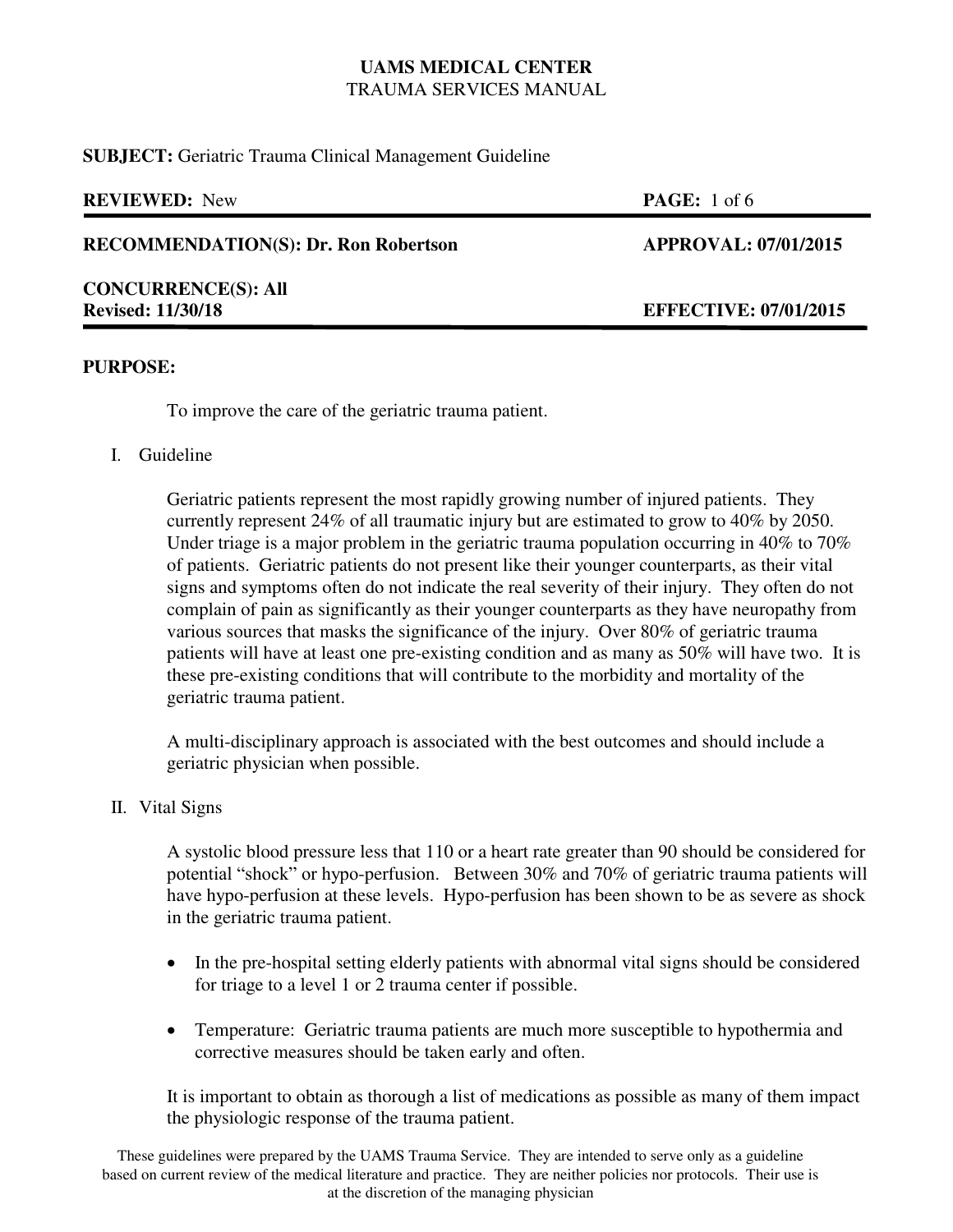**UAMS MEDICAL CENTER**
TRAUMA SERVICES MANUAL

**SUBJECT:** Geriatric Trauma Clinical Management Guideline

| | |
|---|---|
| **REVIEWED:** New | **PAGE:** 1 of 6 |
| **RECOMMENDATION(S): Dr. Ron Robertson** | **APPROVAL: 07/01/2015** |
| **CONCURRENCE(S): All** | |
| **Revised: 11/30/18** | **EFFECTIVE: 07/01/2015** |

## PURPOSE:

To improve the care of the geriatric trauma patient.

### I. Guideline

Geriatric patients represent the most rapidly growing number of injured patients. They currently represent 24% of all traumatic injury but are estimated to grow to 40% by 2050. Under triage is a major problem in the geriatric trauma population occurring in 40% to 70% of patients. Geriatric patients do not present like their younger counterparts, as their vital signs and symptoms often do not indicate the real severity of their injury. They often do not complain of pain as significantly as their younger counterparts as they have neuropathy from various sources that masks the significance of the injury. Over 80% of geriatric trauma patients will have at least one pre-existing condition and as many as 50% will have two. It is these pre-existing conditions that will contribute to the morbidity and mortality of the geriatric trauma patient.

A multi-disciplinary approach is associated with the best outcomes and should include a geriatric physician when possible.

### II. Vital Signs

A systolic blood pressure less that 110 or a heart rate greater than 90 should be considered for potential "shock" or hypo-perfusion. Between 30% and 70% of geriatric trauma patients will have hypo-perfusion at these levels. Hypo-perfusion has been shown to be as severe as shock in the geriatric trauma patient.

- In the pre-hospital setting elderly patients with abnormal vital signs should be considered for triage to a level 1 or 2 trauma center if possible.
- Temperature: Geriatric trauma patients are much more susceptible to hypothermia and corrective measures should be taken early and often.

It is important to obtain as thorough a list of medications as possible as many of them impact the physiologic response of the trauma patient.

These guidelines were prepared by the UAMS Trauma Service. They are intended to serve only as a guideline based on current review of the medical literature and practice. They are neither policies nor protocols. Their use is at the discretion of the managing physician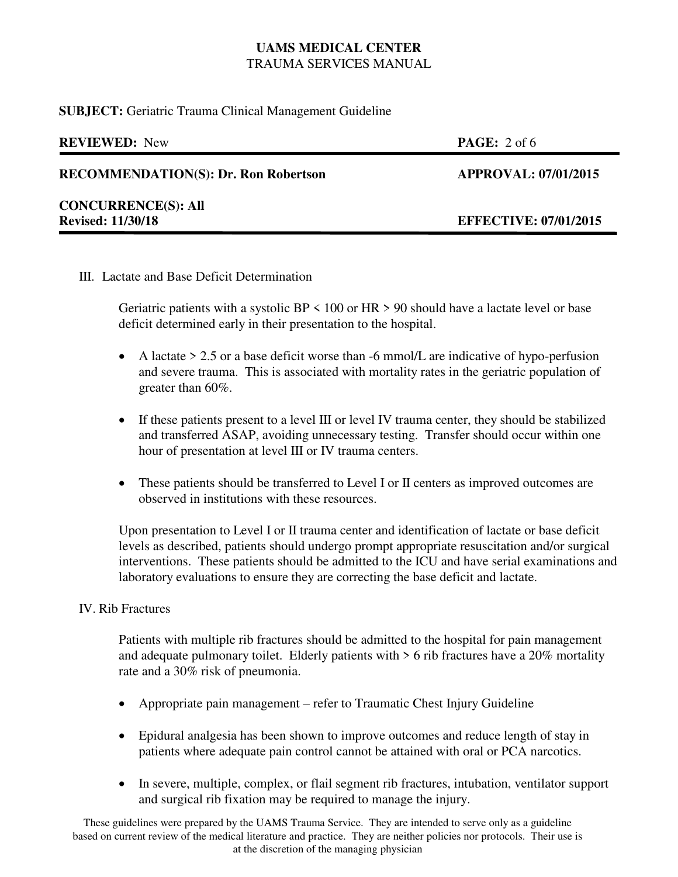### III. Lactate and Base Deficit Determination

Geriatric patients with a systolic BP < 100 or HR > 90 should have a lactate level or base deficit determined early in their presentation to the hospital.

- A lactate > 2.5 or a base deficit worse than -6 mmol/L are indicative of hypo-perfusion and severe trauma. This is associated with mortality rates in the geriatric population of greater than 60%.

- If these patients present to a level III or level IV trauma center, they should be stabilized and transferred ASAP, avoiding unnecessary testing. Transfer should occur within one hour of presentation at level III or IV trauma centers.

- These patients should be transferred to Level I or II centers as improved outcomes are observed in institutions with these resources.

Upon presentation to Level I or II trauma center and identification of lactate or base deficit levels as described, patients should undergo prompt appropriate resuscitation and/or surgical interventions. These patients should be admitted to the ICU and have serial examinations and laboratory evaluations to ensure they are correcting the base deficit and lactate.

### IV. Rib Fractures

Patients with multiple rib fractures should be admitted to the hospital for pain management and adequate pulmonary toilet. Elderly patients with > 6 rib fractures have a 20% mortality rate and a 30% risk of pneumonia.

- Appropriate pain management – refer to Traumatic Chest Injury Guideline

- Epidural analgesia has been shown to improve outcomes and reduce length of stay in patients where adequate pain control cannot be attained with oral or PCA narcotics.

- In severe, multiple, complex, or flail segment rib fractures, intubation, ventilator support and surgical rib fixation may be required to manage the injury.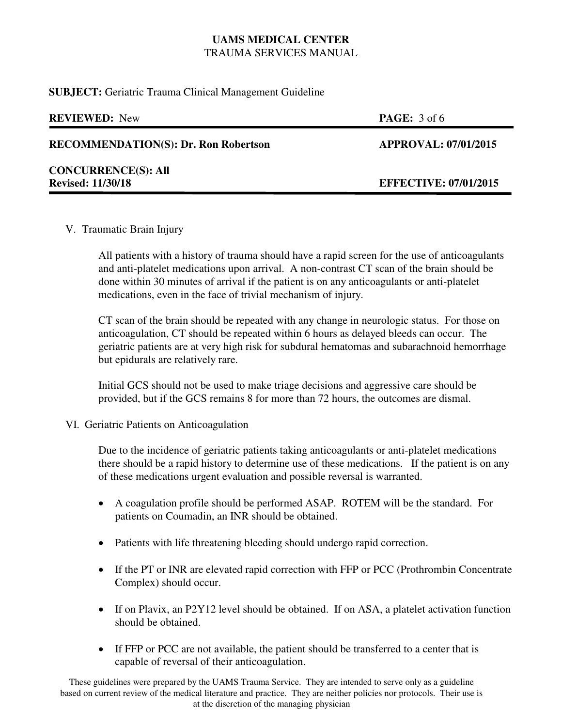## V. Traumatic Brain Injury

All patients with a history of trauma should have a rapid screen for the use of anticoagulants and anti-platelet medications upon arrival. A non-contrast CT scan of the brain should be done within 30 minutes of arrival if the patient is on any anticoagulants or anti-platelet medications, even in the face of trivial mechanism of injury.

CT scan of the brain should be repeated with any change in neurologic status. For those on anticoagulation, CT should be repeated within 6 hours as delayed bleeds can occur. The geriatric patients are at very high risk for subdural hematomas and subarachnoid hemorrhage but epidurals are relatively rare.

Initial GCS should not be used to make triage decisions and aggressive care should be provided, but if the GCS remains 8 for more than 72 hours, the outcomes are dismal.

## VI. Geriatric Patients on Anticoagulation

Due to the incidence of geriatric patients taking anticoagulants or anti-platelet medications there should be a rapid history to determine use of these medications. If the patient is on any of these medications urgent evaluation and possible reversal is warranted.

- A coagulation profile should be performed ASAP. ROTEM will be the standard. For patients on Coumadin, an INR should be obtained.
- Patients with life threatening bleeding should undergo rapid correction.
- If the PT or INR are elevated rapid correction with FFP or PCC (Prothrombin Concentrate Complex) should occur.
- If on Plavix, an P2Y12 level should be obtained. If on ASA, a platelet activation function should be obtained.
- If FFP or PCC are not available, the patient should be transferred to a center that is capable of reversal of their anticoagulation.

These guidelines were prepared by the UAMS Trauma Service. They are intended to serve only as a guideline based on current review of the medical literature and practice. They are neither policies nor protocols. Their use is at the discretion of the managing physician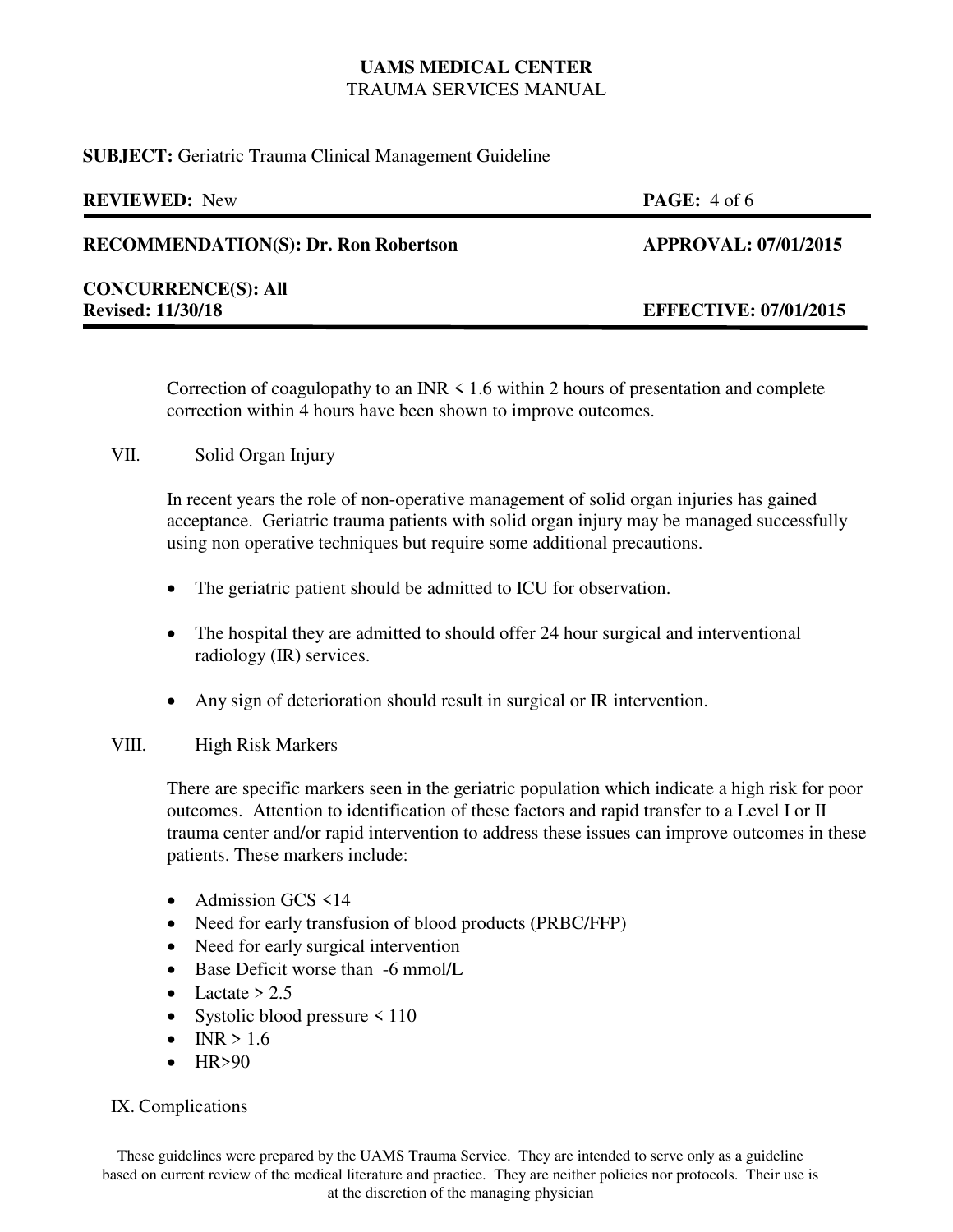Correction of coagulopathy to an INR < 1.6 within 2 hours of presentation and complete correction within 4 hours have been shown to improve outcomes.

## VII. Solid Organ Injury

In recent years the role of non-operative management of solid organ injuries has gained acceptance. Geriatric trauma patients with solid organ injury may be managed successfully using non operative techniques but require some additional precautions.

- The geriatric patient should be admitted to ICU for observation.
- The hospital they are admitted to should offer 24 hour surgical and interventional radiology (IR) services.
- Any sign of deterioration should result in surgical or IR intervention.

## VIII. High Risk Markers

There are specific markers seen in the geriatric population which indicate a high risk for poor outcomes. Attention to identification of these factors and rapid transfer to a Level I or II trauma center and/or rapid intervention to address these issues can improve outcomes in these patients. These markers include:

- Admission GCS <14
- Need for early transfusion of blood products (PRBC/FFP)
- Need for early surgical intervention
- Base Deficit worse than -6 mmol/L
- Lactate > 2.5
- Systolic blood pressure < 110
- INR > 1.6
- HR>90

## IX. Complications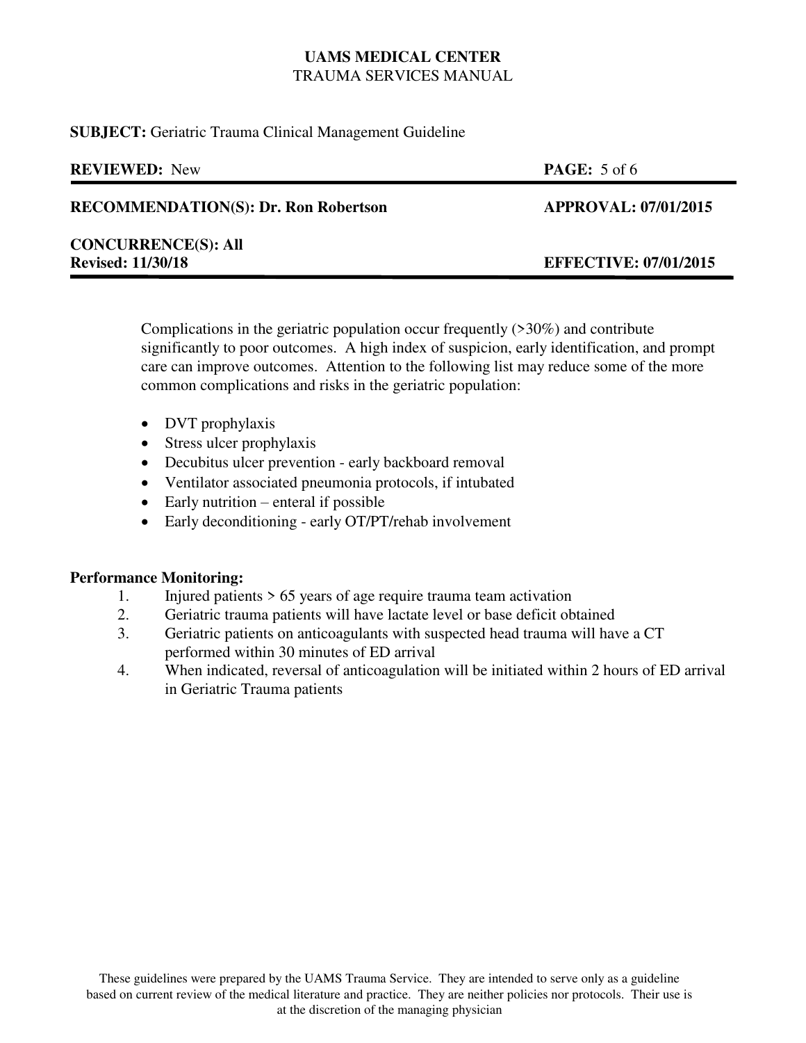Complications in the geriatric population occur frequently (>30%) and contribute significantly to poor outcomes. A high index of suspicion, early identification, and prompt care can improve outcomes. Attention to the following list may reduce some of the more common complications and risks in the geriatric population:

- DVT prophylaxis
- Stress ulcer prophylaxis
- Decubitus ulcer prevention - early backboard removal
- Ventilator associated pneumonia protocols, if intubated
- Early nutrition – enteral if possible
- Early deconditioning - early OT/PT/rehab involvement

**Performance Monitoring:**

1. Injured patients > 65 years of age require trauma team activation
2. Geriatric trauma patients will have lactate level or base deficit obtained
3. Geriatric patients on anticoagulants with suspected head trauma will have a CT performed within 30 minutes of ED arrival
4. When indicated, reversal of anticoagulation will be initiated within 2 hours of ED arrival in Geriatric Trauma patients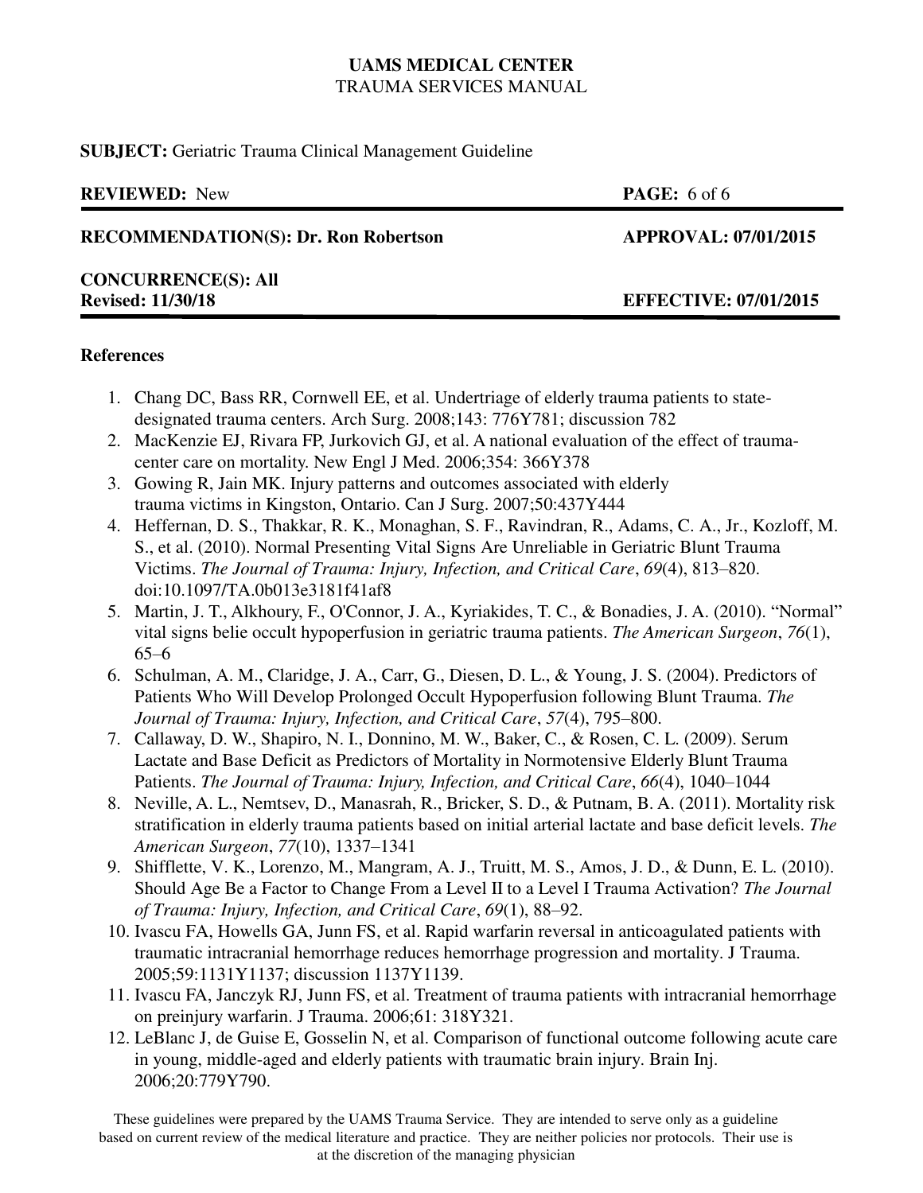## References

1. Chang DC, Bass RR, Cornwell EE, et al. Undertriage of elderly trauma patients to state-designated trauma centers. Arch Surg. 2008;143: 776Y781; discussion 782
2. MacKenzie EJ, Rivara FP, Jurkovich GJ, et al. A national evaluation of the effect of trauma-center care on mortality. New Engl J Med. 2006;354: 366Y378
3. Gowing R, Jain MK. Injury patterns and outcomes associated with elderly trauma victims in Kingston, Ontario. Can J Surg. 2007;50:437Y444
4. Heffernan, D. S., Thakkar, R. K., Monaghan, S. F., Ravindran, R., Adams, C. A., Jr., Kozloff, M. S., et al. (2010). Normal Presenting Vital Signs Are Unreliable in Geriatric Blunt Trauma Victims. *The Journal of Trauma: Injury, Infection, and Critical Care*, *69*(4), 813–820. doi:10.1097/TA.0b013e3181f41af8
5. Martin, J. T., Alkhoury, F., O'Connor, J. A., Kyriakides, T. C., & Bonadies, J. A. (2010). "Normal" vital signs belie occult hypoperfusion in geriatric trauma patients. *The American Surgeon*, *76*(1), 65–6
6. Schulman, A. M., Claridge, J. A., Carr, G., Diesen, D. L., & Young, J. S. (2004). Predictors of Patients Who Will Develop Prolonged Occult Hypoperfusion following Blunt Trauma. *The Journal of Trauma: Injury, Infection, and Critical Care*, *57*(4), 795–800.
7. Callaway, D. W., Shapiro, N. I., Donnino, M. W., Baker, C., & Rosen, C. L. (2009). Serum Lactate and Base Deficit as Predictors of Mortality in Normotensive Elderly Blunt Trauma Patients. *The Journal of Trauma: Injury, Infection, and Critical Care*, *66*(4), 1040–1044
8. Neville, A. L., Nemtsev, D., Manasrah, R., Bricker, S. D., & Putnam, B. A. (2011). Mortality risk stratification in elderly trauma patients based on initial arterial lactate and base deficit levels. *The American Surgeon*, *77*(10), 1337–1341
9. Shifflette, V. K., Lorenzo, M., Mangram, A. J., Truitt, M. S., Amos, J. D., & Dunn, E. L. (2010). Should Age Be a Factor to Change From a Level II to a Level I Trauma Activation? *The Journal of Trauma: Injury, Infection, and Critical Care*, *69*(1), 88–92.
10. Ivascu FA, Howells GA, Junn FS, et al. Rapid warfarin reversal in anticoagulated patients with traumatic intracranial hemorrhage reduces hemorrhage progression and mortality. J Trauma. 2005;59:1131Y1137; discussion 1137Y1139.
11. Ivascu FA, Janczyk RJ, Junn FS, et al. Treatment of trauma patients with intracranial hemorrhage on preinjury warfarin. J Trauma. 2006;61: 318Y321.
12. LeBlanc J, de Guise E, Gosselin N, et al. Comparison of functional outcome following acute care in young, middle-aged and elderly patients with traumatic brain injury. Brain Inj. 2006;20:779Y790.